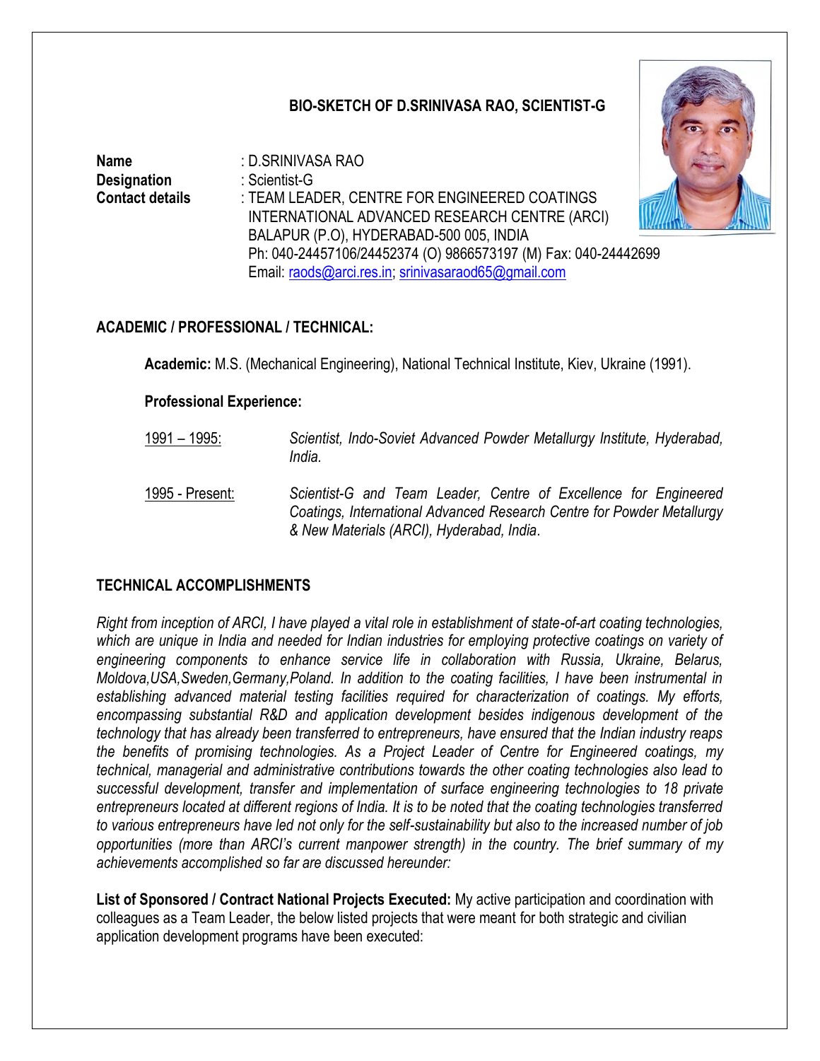# BIO-SKETCH OF D.SRINIVASA RAO, SCIENTIST-G

**Name** : D.SRINIVASA RAO
**Designation** : Scientist-G
**Contact details** : TEAM LEADER, CENTRE FOR ENGINEERED COATINGS
INTERNATIONAL ADVANCED RESEARCH CENTRE (ARCI)
BALAPUR (P.O), HYDERABAD-500 005, INDIA
Ph: 040-24457106/24452374 (O) 9866573197 (M) Fax: 040-24442699
Email: raods@arci.res.in; srinivasaraod65@gmail.com

## ACADEMIC / PROFESSIONAL / TECHNICAL:

**Academic:** M.S. (Mechanical Engineering), National Technical Institute, Kiev, Ukraine (1991).

**Professional Experience:**

1991 – 1995: *Scientist, Indo-Soviet Advanced Powder Metallurgy Institute, Hyderabad, India.*

1995 - Present: *Scientist-G and Team Leader, Centre of Excellence for Engineered Coatings, International Advanced Research Centre for Powder Metallurgy & New Materials (ARCI), Hyderabad, India*.

## TECHNICAL ACCOMPLISHMENTS

*Right from inception of ARCI, I have played a vital role in establishment of state-of-art coating technologies, which are unique in India and needed for Indian industries for employing protective coatings on variety of engineering components to enhance service life in collaboration with Russia, Ukraine, Belarus, Moldova,USA,Sweden,Germany,Poland. In addition to the coating facilities, I have been instrumental in establishing advanced material testing facilities required for characterization of coatings. My efforts, encompassing substantial R&D and application development besides indigenous development of the technology that has already been transferred to entrepreneurs, have ensured that the Indian industry reaps the benefits of promising technologies. As a Project Leader of Centre for Engineered coatings, my technical, managerial and administrative contributions towards the other coating technologies also lead to successful development, transfer and implementation of surface engineering technologies to 18 private entrepreneurs located at different regions of India. It is to be noted that the coating technologies transferred to various entrepreneurs have led not only for the self-sustainability but also to the increased number of job opportunities (more than ARCI's current manpower strength) in the country. The brief summary of my achievements accomplished so far are discussed hereunder:*

**List of Sponsored / Contract National Projects Executed:** My active participation and coordination with colleagues as a Team Leader, the below listed projects that were meant for both strategic and civilian application development programs have been executed: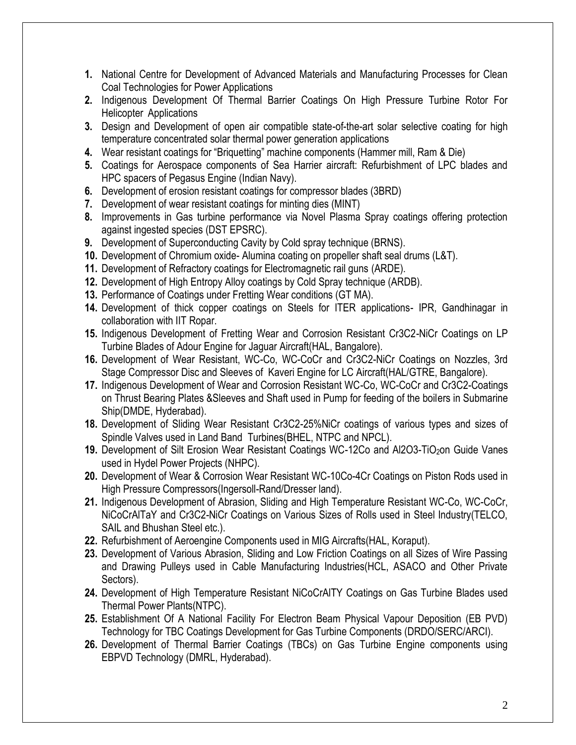1. National Centre for Development of Advanced Materials and Manufacturing Processes for Clean Coal Technologies for Power Applications
2. Indigenous Development Of Thermal Barrier Coatings On High Pressure Turbine Rotor For Helicopter Applications
3. Design and Development of open air compatible state-of-the-art solar selective coating for high temperature concentrated solar thermal power generation applications
4. Wear resistant coatings for "Briquetting" machine components (Hammer mill, Ram & Die)
5. Coatings for Aerospace components of Sea Harrier aircraft: Refurbishment of LPC blades and HPC spacers of Pegasus Engine (Indian Navy).
6. Development of erosion resistant coatings for compressor blades (3BRD)
7. Development of wear resistant coatings for minting dies (MINT)
8. Improvements in Gas turbine performance via Novel Plasma Spray coatings offering protection against ingested species (DST EPSRC).
9. Development of Superconducting Cavity by Cold spray technique (BRNS).
10. Development of Chromium oxide- Alumina coating on propeller shaft seal drums (L&T).
11. Development of Refractory coatings for Electromagnetic rail guns (ARDE).
12. Development of High Entropy Alloy coatings by Cold Spray technique (ARDB).
13. Performance of Coatings under Fretting Wear conditions (GT MA).
14. Development of thick copper coatings on Steels for ITER applications- IPR, Gandhinagar in collaboration with IIT Ropar.
15. Indigenous Development of Fretting Wear and Corrosion Resistant $Cr_3C_2$-NiCr Coatings on LP Turbine Blades of Adour Engine for Jaguar Aircraft(HAL, Bangalore).
16. Development of Wear Resistant, WC-Co, WC-CoCr and $Cr_3C_2$-NiCr Coatings on Nozzles, 3rd Stage Compressor Disc and Sleeves of Kaveri Engine for LC Aircraft(HAL/GTRE, Bangalore).
17. Indigenous Development of Wear and Corrosion Resistant WC-Co, WC-CoCr and $Cr_3C_2$-Coatings on Thrust Bearing Plates &Sleeves and Shaft used in Pump for feeding of the boilers in Submarine Ship(DMDE, Hyderabad).
18. Development of Sliding Wear Resistant $Cr_3C_2$-25%NiCr coatings of various types and sizes of Spindle Valves used in Land Band Turbines(BHEL, NTPC and NPCL).
19. Development of Silt Erosion Wear Resistant Coatings WC-12Co and $Al_2O_3$-$TiO_2$on Guide Vanes used in Hydel Power Projects (NHPC).
20. Development of Wear & Corrosion Wear Resistant WC-10Co-4Cr Coatings on Piston Rods used in High Pressure Compressors(Ingersoll-Rand/Dresser land).
21. Indigenous Development of Abrasion, Sliding and High Temperature Resistant WC-Co, WC-CoCr, NiCoCrAlTaY and $Cr_3C_2$-NiCr Coatings on Various Sizes of Rolls used in Steel Industry(TELCO, SAIL and Bhushan Steel etc.).
22. Refurbishment of Aeroengine Components used in MIG Aircrafts(HAL, Koraput).
23. Development of Various Abrasion, Sliding and Low Friction Coatings on all Sizes of Wire Passing and Drawing Pulleys used in Cable Manufacturing Industries(HCL, ASACO and Other Private Sectors).
24. Development of High Temperature Resistant NiCoCrAlTY Coatings on Gas Turbine Blades used Thermal Power Plants(NTPC).
25. Establishment Of A National Facility For Electron Beam Physical Vapour Deposition (EB PVD) Technology for TBC Coatings Development for Gas Turbine Components (DRDO/SERC/ARCI).
26. Development of Thermal Barrier Coatings (TBCs) on Gas Turbine Engine components using EBPVD Technology (DMRL, Hyderabad).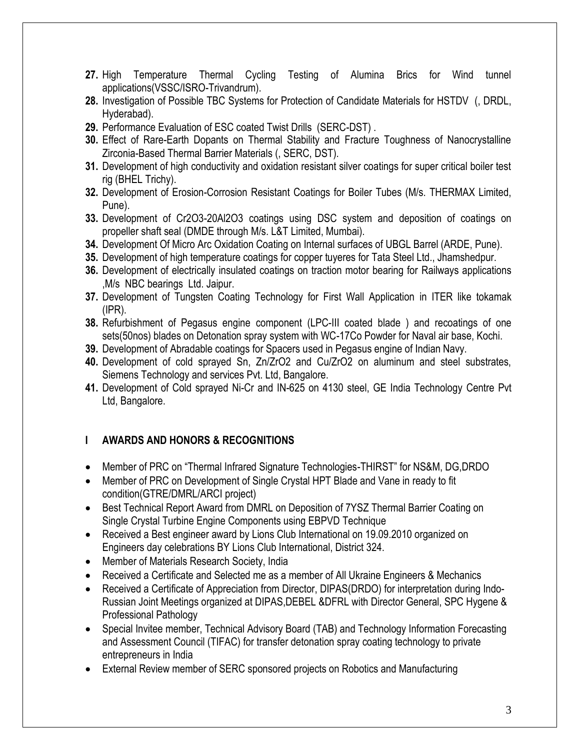27. High Temperature Thermal Cycling Testing of Alumina Brics for Wind tunnel applications(VSSC/ISRO-Trivandrum).
28. Investigation of Possible TBC Systems for Protection of Candidate Materials for HSTDV (, DRDL, Hyderabad).
29. Performance Evaluation of ESC coated Twist Drills (SERC-DST) .
30. Effect of Rare-Earth Dopants on Thermal Stability and Fracture Toughness of Nanocrystalline Zirconia-Based Thermal Barrier Materials (, SERC, DST).
31. Development of high conductivity and oxidation resistant silver coatings for super critical boiler test rig (BHEL Trichy).
32. Development of Erosion-Corrosion Resistant Coatings for Boiler Tubes (M/s. THERMAX Limited, Pune).
33. Development of $Cr_2O_3$-$20Al_2O_3$ coatings using DSC system and deposition of coatings on propeller shaft seal (DMDE through M/s. L&T Limited, Mumbai).
34. Development Of Micro Arc Oxidation Coating on Internal surfaces of UBGL Barrel (ARDE, Pune).
35. Development of high temperature coatings for copper tuyeres for Tata Steel Ltd., Jhamshedpur.
36. Development of electrically insulated coatings on traction motor bearing for Railways applications ,M/s NBC bearings Ltd. Jaipur.
37. Development of Tungsten Coating Technology for First Wall Application in ITER like tokamak (IPR).
38. Refurbishment of Pegasus engine component (LPC-III coated blade ) and recoatings of one sets(50nos) blades on Detonation spray system with WC-17Co Powder for Naval air base, Kochi.
39. Development of Abradable coatings for Spacers used in Pegasus engine of Indian Navy.
40. Development of cold sprayed Sn, Zn/$ZrO_2$ and Cu/$ZrO_2$ on aluminum and steel substrates, Siemens Technology and services Pvt. Ltd, Bangalore.
41. Development of Cold sprayed Ni-Cr and IN-625 on 4130 steel, GE India Technology Centre Pvt Ltd, Bangalore.

## I AWARDS AND HONORS & RECOGNITIONS

- Member of PRC on "Thermal Infrared Signature Technologies-THIRST" for NS&M, DG,DRDO
- Member of PRC on Development of Single Crystal HPT Blade and Vane in ready to fit condition(GTRE/DMRL/ARCI project)
- Best Technical Report Award from DMRL on Deposition of 7YSZ Thermal Barrier Coating on Single Crystal Turbine Engine Components using EBPVD Technique
- Received a Best engineer award by Lions Club International on 19.09.2010 organized on Engineers day celebrations BY Lions Club International, District 324.
- Member of Materials Research Society, India
- Received a Certificate and Selected me as a member of All Ukraine Engineers & Mechanics
- Received a Certificate of Appreciation from Director, DIPAS(DRDO) for interpretation during Indo-Russian Joint Meetings organized at DIPAS,DEBEL &DFRL with Director General, SPC Hygene & Professional Pathology
- Special Invitee member, Technical Advisory Board (TAB) and Technology Information Forecasting and Assessment Council (TIFAC) for transfer detonation spray coating technology to private entrepreneurs in India
- External Review member of SERC sponsored projects on Robotics and Manufacturing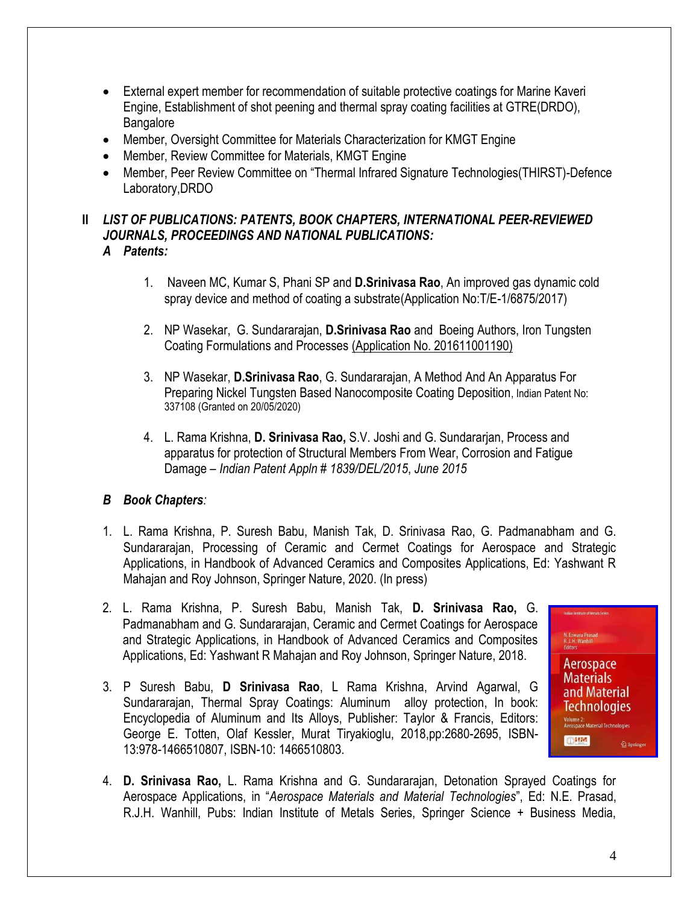- External expert member for recommendation of suitable protective coatings for Marine Kaveri Engine, Establishment of shot peening and thermal spray coating facilities at GTRE(DRDO), Bangalore
- Member, Oversight Committee for Materials Characterization for KMGT Engine
- Member, Review Committee for Materials, KMGT Engine
- Member, Peer Review Committee on "Thermal Infrared Signature Technologies(THIRST)-Defence Laboratory,DRDO

## II *LIST OF PUBLICATIONS: PATENTS, BOOK CHAPTERS, INTERNATIONAL PEER-REVIEWED JOURNALS, PROCEEDINGS AND NATIONAL PUBLICATIONS:*

### *A Patents:*

1. Naveen MC, Kumar S, Phani SP and **D.Srinivasa Rao**, An improved gas dynamic cold spray device and method of coating a substrate(Application No:T/E-1/6875/2017)

2. NP Wasekar, G. Sundararajan, **D.Srinivasa Rao** and Boeing Authors, Iron Tungsten Coating Formulations and Processes (Application No. 201611001190)

3. NP Wasekar, **D.Srinivasa Rao**, G. Sundararajan, A Method And An Apparatus For Preparing Nickel Tungsten Based Nanocomposite Coating Deposition, Indian Patent No: 337108 (Granted on 20/05/2020)

4. L. Rama Krishna, **D. Srinivasa Rao,** S.V. Joshi and G. Sundararjan, Process and apparatus for protection of Structural Members From Wear, Corrosion and Fatigue Damage – *Indian Patent Appln # 1839/DEL/2015*, *June 2015*

### *B Book Chapters:*

1. L. Rama Krishna, P. Suresh Babu, Manish Tak, D. Srinivasa Rao, G. Padmanabham and G. Sundararajan, Processing of Ceramic and Cermet Coatings for Aerospace and Strategic Applications, in Handbook of Advanced Ceramics and Composites Applications, Ed: Yashwant R Mahajan and Roy Johnson, Springer Nature, 2020. (In press)

2. L. Rama Krishna, P. Suresh Babu, Manish Tak, **D. Srinivasa Rao,** G. Padmanabham and G. Sundararajan, Ceramic and Cermet Coatings for Aerospace and Strategic Applications, in Handbook of Advanced Ceramics and Composites Applications, Ed: Yashwant R Mahajan and Roy Johnson, Springer Nature, 2018.

3. P Suresh Babu, **D Srinivasa Rao**, L Rama Krishna, Arvind Agarwal, G Sundararajan, Thermal Spray Coatings: Aluminum alloy protection, In book: Encyclopedia of Aluminum and Its Alloys, Publisher: Taylor & Francis, Editors: George E. Totten, Olaf Kessler, Murat Tiryakioglu, 2018,pp:2680-2695, ISBN-13:978-1466510807, ISBN-10: 1466510803.

4. **D. Srinivasa Rao,** L. Rama Krishna and G. Sundararajan, Detonation Sprayed Coatings for Aerospace Applications, in "*Aerospace Materials and Material Technologies*", Ed: N.E. Prasad, R.J.H. Wanhill, Pubs: Indian Institute of Metals Series, Springer Science + Business Media,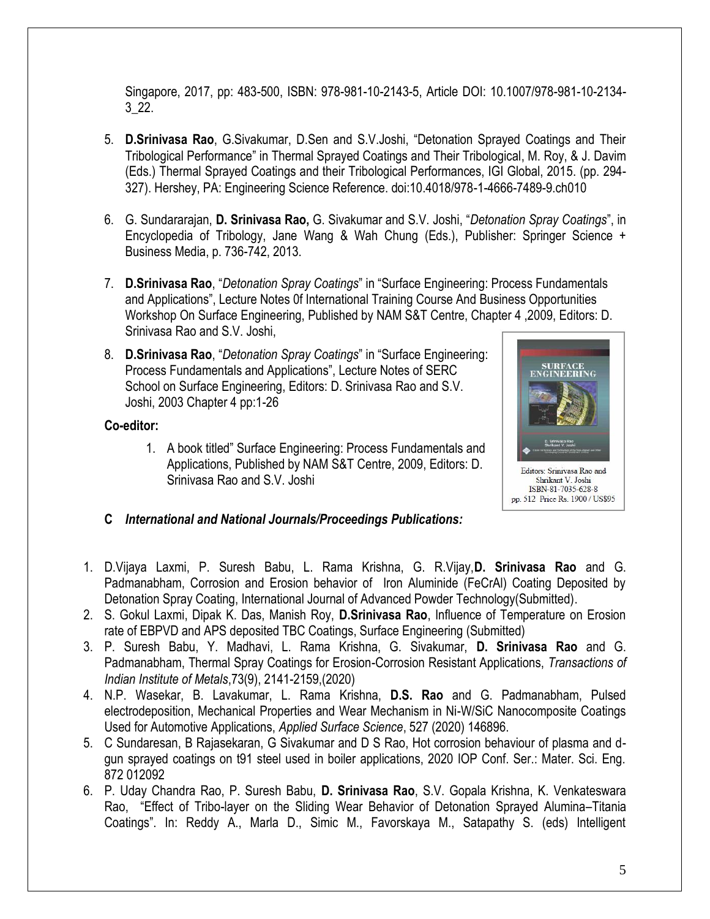Singapore, 2017, pp: 483-500, ISBN: 978-981-10-2143-5, Article DOI: 10.1007/978-981-10-2134-3_22.

5. **D.Srinivasa Rao**, G.Sivakumar, D.Sen and S.V.Joshi, "Detonation Sprayed Coatings and Their Tribological Performance" in Thermal Sprayed Coatings and Their Tribological, M. Roy, & J. Davim (Eds.) Thermal Sprayed Coatings and their Tribological Performances, IGI Global, 2015. (pp. 294-327). Hershey, PA: Engineering Science Reference. doi:10.4018/978-1-4666-7489-9.ch010

6. G. Sundararajan, **D. Srinivasa Rao,** G. Sivakumar and S.V. Joshi, "*Detonation Spray Coatings*", in Encyclopedia of Tribology, Jane Wang & Wah Chung (Eds.), Publisher: Springer Science + Business Media, p. 736-742, 2013.

7. **D.Srinivasa Rao**, "*Detonation Spray Coatings*" in "Surface Engineering: Process Fundamentals and Applications", Lecture Notes 0f International Training Course And Business Opportunities Workshop On Surface Engineering, Published by NAM S&T Centre, Chapter 4 ,2009, Editors: D. Srinivasa Rao and S.V. Joshi,

8. **D.Srinivasa Rao**, "*Detonation Spray Coatings*" in "Surface Engineering: Process Fundamentals and Applications", Lecture Notes of SERC School on Surface Engineering, Editors: D. Srinivasa Rao and S.V. Joshi, 2003 Chapter 4 pp:1-26

**Co-editor:**

1. A book titled" Surface Engineering: Process Fundamentals and Applications, Published by NAM S&T Centre, 2009, Editors: D. Srinivasa Rao and S.V. Joshi

Editors: Srinivasa Rao and Shrikant V. Joshi
ISBN-81-7035-628-8
pp. 512 Price Rs. 1900 / US$95

### C *International and National Journals/Proceedings Publications:*

1. D.Vijaya Laxmi, P. Suresh Babu, L. Rama Krishna, G. R.Vijay,**D. Srinivasa Rao** and G. Padmanabham, Corrosion and Erosion behavior of Iron Aluminide (FeCrAl) Coating Deposited by Detonation Spray Coating, International Journal of Advanced Powder Technology(Submitted).
2. S. Gokul Laxmi, Dipak K. Das, Manish Roy, **D.Srinivasa Rao**, Influence of Temperature on Erosion rate of EBPVD and APS deposited TBC Coatings, Surface Engineering (Submitted)
3. P. Suresh Babu, Y. Madhavi, L. Rama Krishna, G. Sivakumar, **D. Srinivasa Rao** and G. Padmanabham, Thermal Spray Coatings for Erosion-Corrosion Resistant Applications, *Transactions of Indian Institute of Metals*,73(9), 2141-2159,(2020)
4. N.P. Wasekar, B. Lavakumar, L. Rama Krishna, **D.S. Rao** and G. Padmanabham, Pulsed electrodeposition, Mechanical Properties and Wear Mechanism in Ni-W/SiC Nanocomposite Coatings Used for Automotive Applications, *Applied Surface Science*, 527 (2020) 146896.
5. C Sundaresan, B Rajasekaran, G Sivakumar and D S Rao, Hot corrosion behaviour of plasma and d-gun sprayed coatings on t91 steel used in boiler applications, 2020 IOP Conf. Ser.: Mater. Sci. Eng. 872 012092
6. P. Uday Chandra Rao, P. Suresh Babu, **D. Srinivasa Rao**, S.V. Gopala Krishna, K. Venkateswara Rao, "Effect of Tribo-layer on the Sliding Wear Behavior of Detonation Sprayed Alumina–Titania Coatings". In: Reddy A., Marla D., Simic M., Favorskaya M., Satapathy S. (eds) Intelligent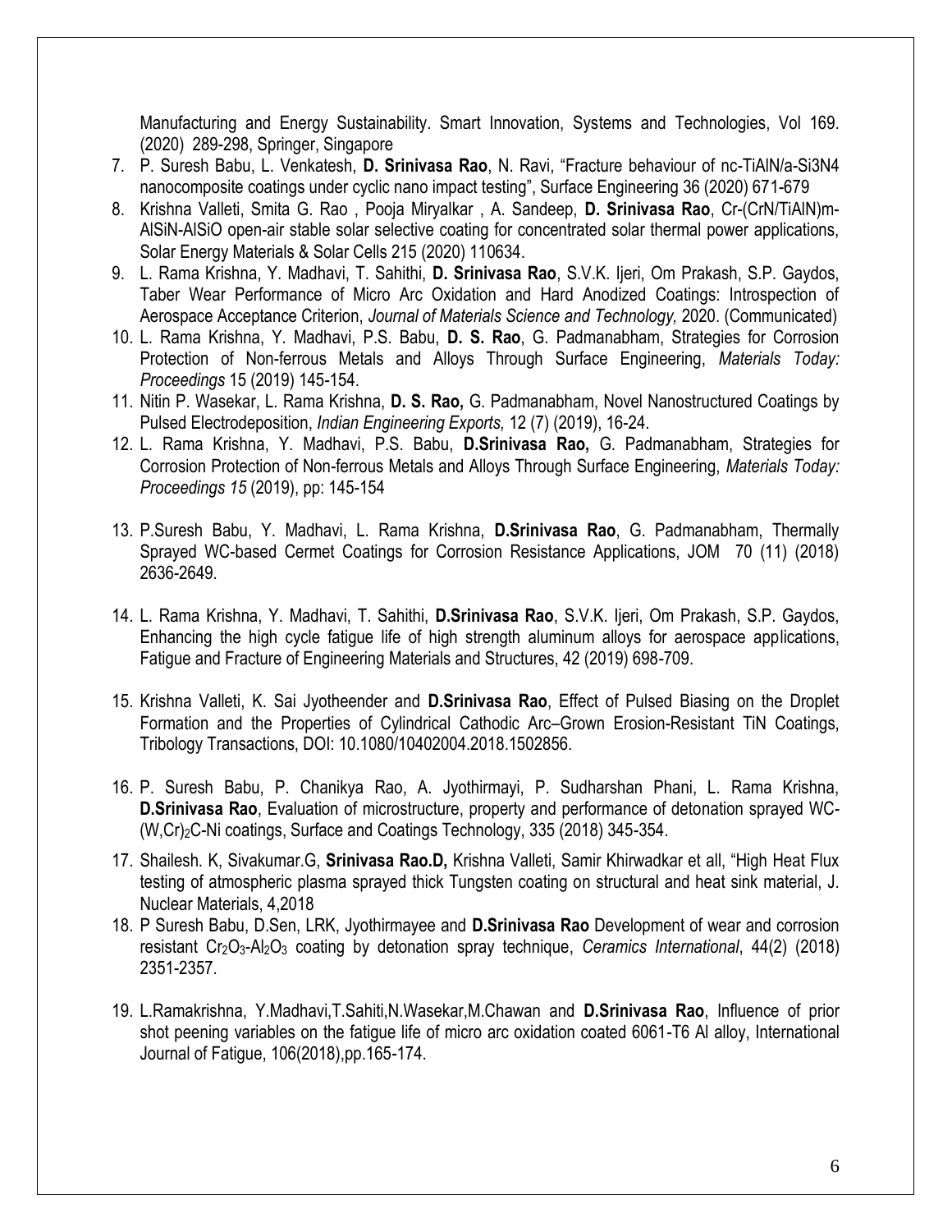Manufacturing and Energy Sustainability. Smart Innovation, Systems and Technologies, Vol 169. (2020) 289-298, Springer, Singapore

7. P. Suresh Babu, L. Venkatesh, **D. Srinivasa Rao**, N. Ravi, “Fracture behaviour of nc-TiAlN/a-Si3N4 nanocomposite coatings under cyclic nano impact testing”, Surface Engineering 36 (2020) 671-679
8. Krishna Valleti, Smita G. Rao , Pooja Miryalkar , A. Sandeep, **D. Srinivasa Rao**, Cr-(CrN/TiAlN)m-AlSiN-AlSiO open-air stable solar selective coating for concentrated solar thermal power applications, Solar Energy Materials & Solar Cells 215 (2020) 110634.
9. L. Rama Krishna, Y. Madhavi, T. Sahithi, **D. Srinivasa Rao**, S.V.K. Ijeri, Om Prakash, S.P. Gaydos, Taber Wear Performance of Micro Arc Oxidation and Hard Anodized Coatings: Introspection of Aerospace Acceptance Criterion, *Journal of Materials Science and Technology,* 2020. (Communicated)
10. L. Rama Krishna, Y. Madhavi, P.S. Babu, **D. S. Rao**, G. Padmanabham, Strategies for Corrosion Protection of Non-ferrous Metals and Alloys Through Surface Engineering, *Materials Today: Proceedings* 15 (2019) 145-154.
11. Nitin P. Wasekar, L. Rama Krishna, **D. S. Rao,** G. Padmanabham, Novel Nanostructured Coatings by Pulsed Electrodeposition, *Indian Engineering Exports,* 12 (7) (2019), 16-24.
12. L. Rama Krishna, Y. Madhavi, P.S. Babu, **D.Srinivasa Rao,** G. Padmanabham, Strategies for Corrosion Protection of Non-ferrous Metals and Alloys Through Surface Engineering, *Materials Today: Proceedings 15* (2019), pp: 145-154
13. P.Suresh Babu, Y. Madhavi, L. Rama Krishna, **D.Srinivasa Rao**, G. Padmanabham, Thermally Sprayed WC-based Cermet Coatings for Corrosion Resistance Applications, JOM 70 (11) (2018) 2636-2649.
14. L. Rama Krishna, Y. Madhavi, T. Sahithi, **D.Srinivasa Rao**, S.V.K. Ijeri, Om Prakash, S.P. Gaydos, Enhancing the high cycle fatigue life of high strength aluminum alloys for aerospace applications, Fatigue and Fracture of Engineering Materials and Structures, 42 (2019) 698-709.
15. Krishna Valleti, K. Sai Jyotheender and **D.Srinivasa Rao**, Effect of Pulsed Biasing on the Droplet Formation and the Properties of Cylindrical Cathodic Arc–Grown Erosion-Resistant TiN Coatings, Tribology Transactions, DOI: 10.1080/10402004.2018.1502856.
16. P. Suresh Babu, P. Chanikya Rao, A. Jyothirmayi, P. Sudharshan Phani, L. Rama Krishna, **D.Srinivasa Rao**, Evaluation of microstructure, property and performance of detonation sprayed WC-$(W,Cr)_2C$-Ni coatings, Surface and Coatings Technology, 335 (2018) 345-354.
17. Shailesh. K, Sivakumar.G, **Srinivasa Rao.D,** Krishna Valleti, Samir Khirwadkar et all, “High Heat Flux testing of atmospheric plasma sprayed thick Tungsten coating on structural and heat sink material, J. Nuclear Materials, 4,2018
18. P Suresh Babu, D.Sen, LRK, Jyothirmayee and **D.Srinivasa Rao** Development of wear and corrosion resistant $Cr_2O_3$-$Al_2O_3$ coating by detonation spray technique, *Ceramics International*, 44(2) (2018) 2351-2357.
19. L.Ramakrishna, Y.Madhavi,T.Sahiti,N.Wasekar,M.Chawan and **D.Srinivasa Rao**, Influence of prior shot peening variables on the fatigue life of micro arc oxidation coated 6061-T6 Al alloy, International Journal of Fatigue, 106(2018),pp.165-174.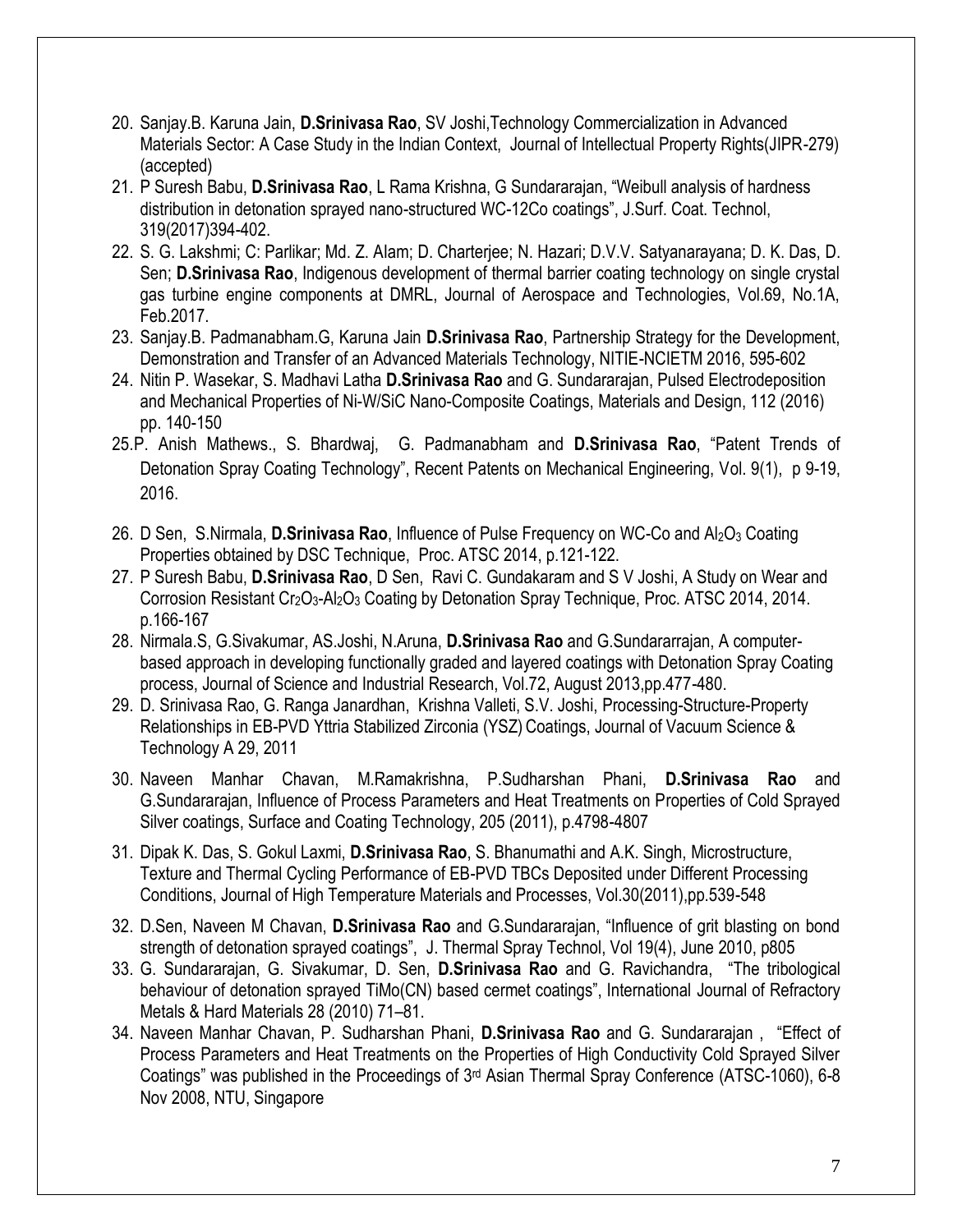20. Sanjay.B. Karuna Jain, **D.Srinivasa Rao**, SV Joshi,Technology Commercialization in Advanced Materials Sector: A Case Study in the Indian Context, Journal of Intellectual Property Rights(JIPR-279) (accepted)
21. P Suresh Babu, **D.Srinivasa Rao**, L Rama Krishna, G Sundararajan, "Weibull analysis of hardness distribution in detonation sprayed nano-structured WC-12Co coatings", J.Surf. Coat. Technol, 319(2017)394-402.
22. S. G. Lakshmi; C: Parlikar; Md. Z. Alam; D. Charterjee; N. Hazari; D.V.V. Satyanarayana; D. K. Das, D. Sen; **D.Srinivasa Rao**, Indigenous development of thermal barrier coating technology on single crystal gas turbine engine components at DMRL, Journal of Aerospace and Technologies, Vol.69, No.1A, Feb.2017.
23. Sanjay.B. Padmanabham.G, Karuna Jain **D.Srinivasa Rao**, Partnership Strategy for the Development, Demonstration and Transfer of an Advanced Materials Technology, NITIE-NCIETM 2016, 595-602
24. Nitin P. Wasekar, S. Madhavi Latha **D.Srinivasa Rao** and G. Sundararajan, Pulsed Electrodeposition and Mechanical Properties of Ni-W/SiC Nano-Composite Coatings, Materials and Design, 112 (2016) pp. 140-150
25. P. Anish Mathews., S. Bhardwaj, G. Padmanabham and **D.Srinivasa Rao**, "Patent Trends of Detonation Spray Coating Technology", Recent Patents on Mechanical Engineering, Vol. 9(1), p 9-19, 2016.
26. D Sen, S.Nirmala, **D.Srinivasa Rao**, Influence of Pulse Frequency on WC-Co and $Al_2O_3$ Coating Properties obtained by DSC Technique, Proc. ATSC 2014, p.121-122.
27. P Suresh Babu, **D.Srinivasa Rao**, D Sen, Ravi C. Gundakaram and S V Joshi, A Study on Wear and Corrosion Resistant $Cr_2O_3$-$Al_2O_3$ Coating by Detonation Spray Technique, Proc. ATSC 2014, 2014. p.166-167
28. Nirmala.S, G.Sivakumar, AS.Joshi, N.Aruna, **D.Srinivasa Rao** and G.Sundararrajan, A computer-based approach in developing functionally graded and layered coatings with Detonation Spray Coating process, Journal of Science and Industrial Research, Vol.72, August 2013,pp.477-480.
29. D. Srinivasa Rao, G. Ranga Janardhan, Krishna Valleti, S.V. Joshi, Processing-Structure-Property Relationships in EB-PVD Yttria Stabilized Zirconia (YSZ) Coatings, Journal of Vacuum Science & Technology A 29, 2011
30. Naveen Manhar Chavan, M.Ramakrishna, P.Sudharshan Phani, **D.Srinivasa Rao** and G.Sundararajan, Influence of Process Parameters and Heat Treatments on Properties of Cold Sprayed Silver coatings, Surface and Coating Technology, 205 (2011), p.4798-4807
31. Dipak K. Das, S. Gokul Laxmi, **D.Srinivasa Rao**, S. Bhanumathi and A.K. Singh, Microstructure, Texture and Thermal Cycling Performance of EB-PVD TBCs Deposited under Different Processing Conditions, Journal of High Temperature Materials and Processes, Vol.30(2011),pp.539-548
32. D.Sen, Naveen M Chavan, **D.Srinivasa Rao** and G.Sundararajan, "Influence of grit blasting on bond strength of detonation sprayed coatings", J. Thermal Spray Technol, Vol 19(4), June 2010, p805
33. G. Sundararajan, G. Sivakumar, D. Sen, **D.Srinivasa Rao** and G. Ravichandra, "The tribological behaviour of detonation sprayed TiMo(CN) based cermet coatings", International Journal of Refractory Metals & Hard Materials 28 (2010) 71–81.
34. Naveen Manhar Chavan, P. Sudharshan Phani, **D.Srinivasa Rao** and G. Sundararajan , "Effect of Process Parameters and Heat Treatments on the Properties of High Conductivity Cold Sprayed Silver Coatings" was published in the Proceedings of 3rd Asian Thermal Spray Conference (ATSC-1060), 6-8 Nov 2008, NTU, Singapore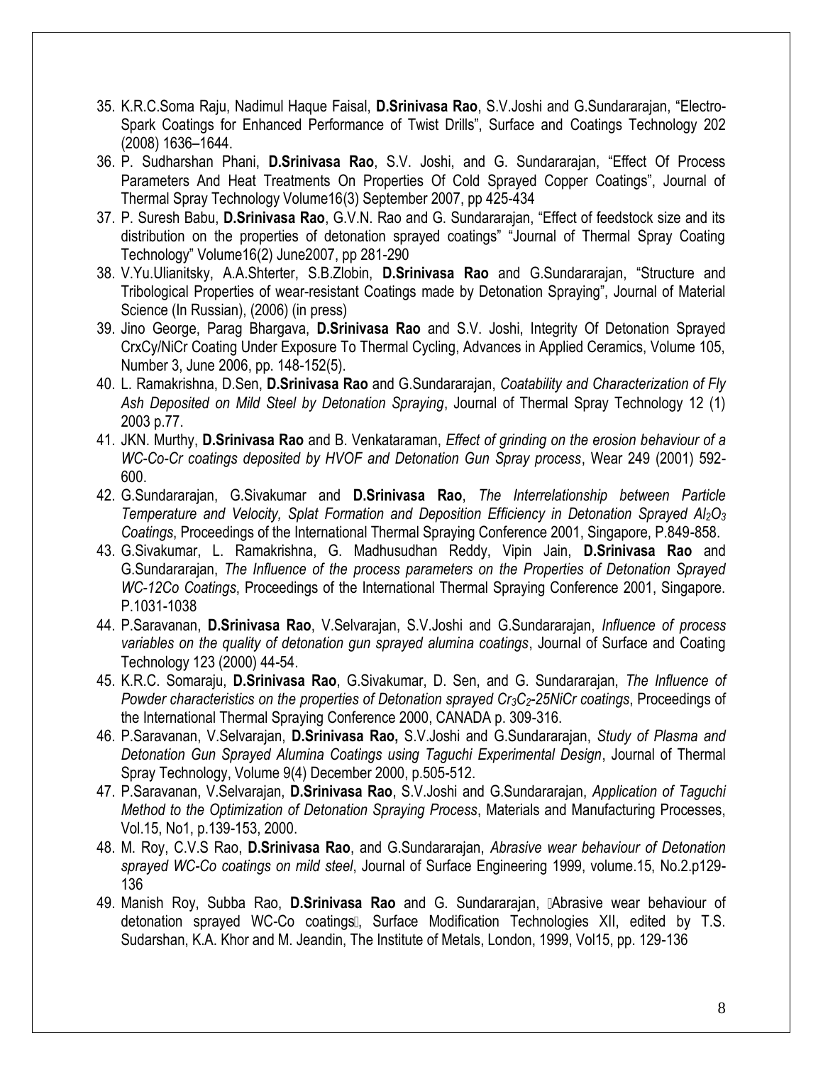35. K.R.C.Soma Raju, Nadimul Haque Faisal, **D.Srinivasa Rao**, S.V.Joshi and G.Sundararajan, "Electro-Spark Coatings for Enhanced Performance of Twist Drills", Surface and Coatings Technology 202 (2008) 1636–1644.
36. P. Sudharshan Phani, **D.Srinivasa Rao**, S.V. Joshi, and G. Sundararajan, "Effect Of Process Parameters And Heat Treatments On Properties Of Cold Sprayed Copper Coatings", Journal of Thermal Spray Technology Volume16(3) September 2007, pp 425-434
37. P. Suresh Babu, **D.Srinivasa Rao**, G.V.N. Rao and G. Sundararajan, "Effect of feedstock size and its distribution on the properties of detonation sprayed coatings" "Journal of Thermal Spray Coating Technology" Volume16(2) June2007, pp 281-290
38. V.Yu.Ulianitsky, A.A.Shterter, S.B.Zlobin, **D.Srinivasa Rao** and G.Sundararajan, "Structure and Tribological Properties of wear-resistant Coatings made by Detonation Spraying", Journal of Material Science (In Russian), (2006) (in press)
39. Jino George, Parag Bhargava, **D.Srinivasa Rao** and S.V. Joshi, Integrity Of Detonation Sprayed CrxCy/NiCr Coating Under Exposure To Thermal Cycling, Advances in Applied Ceramics, Volume 105, Number 3, June 2006, pp. 148-152(5).
40. L. Ramakrishna, D.Sen, **D.Srinivasa Rao** and G.Sundararajan, *Coatability and Characterization of Fly Ash Deposited on Mild Steel by Detonation Spraying*, Journal of Thermal Spray Technology 12 (1) 2003 p.77.
41. JKN. Murthy, **D.Srinivasa Rao** and B. Venkataraman, *Effect of grinding on the erosion behaviour of a WC-Co-Cr coatings deposited by HVOF and Detonation Gun Spray process*, Wear 249 (2001) 592-600.
42. G.Sundararajan, G.Sivakumar and **D.Srinivasa Rao**, *The Interrelationship between Particle Temperature and Velocity, Splat Formation and Deposition Efficiency in Detonation Sprayed $Al_2O_3$ Coatings*, Proceedings of the International Thermal Spraying Conference 2001, Singapore, P.849-858.
43. G.Sivakumar, L. Ramakrishna, G. Madhusudhan Reddy, Vipin Jain, **D.Srinivasa Rao** and G.Sundararajan, *The Influence of the process parameters on the Properties of Detonation Sprayed WC-12Co Coatings*, Proceedings of the International Thermal Spraying Conference 2001, Singapore. P.1031-1038
44. P.Saravanan, **D.Srinivasa Rao**, V.Selvarajan, S.V.Joshi and G.Sundararajan, *Influence of process variables on the quality of detonation gun sprayed alumina coatings*, Journal of Surface and Coating Technology 123 (2000) 44-54.
45. K.R.C. Somaraju, **D.Srinivasa Rao**, G.Sivakumar, D. Sen, and G. Sundararajan, *The Influence of Powder characteristics on the properties of Detonation sprayed $Cr_3C_2$-25NiCr coatings*, Proceedings of the International Thermal Spraying Conference 2000, CANADA p. 309-316.
46. P.Saravanan, V.Selvarajan, **D.Srinivasa Rao,** S.V.Joshi and G.Sundararajan, *Study of Plasma and Detonation Gun Sprayed Alumina Coatings using Taguchi Experimental Design*, Journal of Thermal Spray Technology, Volume 9(4) December 2000, p.505-512.
47. P.Saravanan, V.Selvarajan, **D.Srinivasa Rao**, S.V.Joshi and G.Sundararajan, *Application of Taguchi Method to the Optimization of Detonation Spraying Process*, Materials and Manufacturing Processes, Vol.15, No1, p.139-153, 2000.
48. M. Roy, C.V.S Rao, **D.Srinivasa Rao**, and G.Sundararajan, *Abrasive wear behaviour of Detonation sprayed WC-Co coatings on mild steel*, Journal of Surface Engineering 1999, volume.15, No.2.p129-136
49. Manish Roy, Subba Rao, **D.Srinivasa Rao** and G. Sundararajan, Abrasive wear behaviour of detonation sprayed WC-Co coatings, Surface Modification Technologies XII, edited by T.S. Sudarshan, K.A. Khor and M. Jeandin, The Institute of Metals, London, 1999, Vol15, pp. 129-136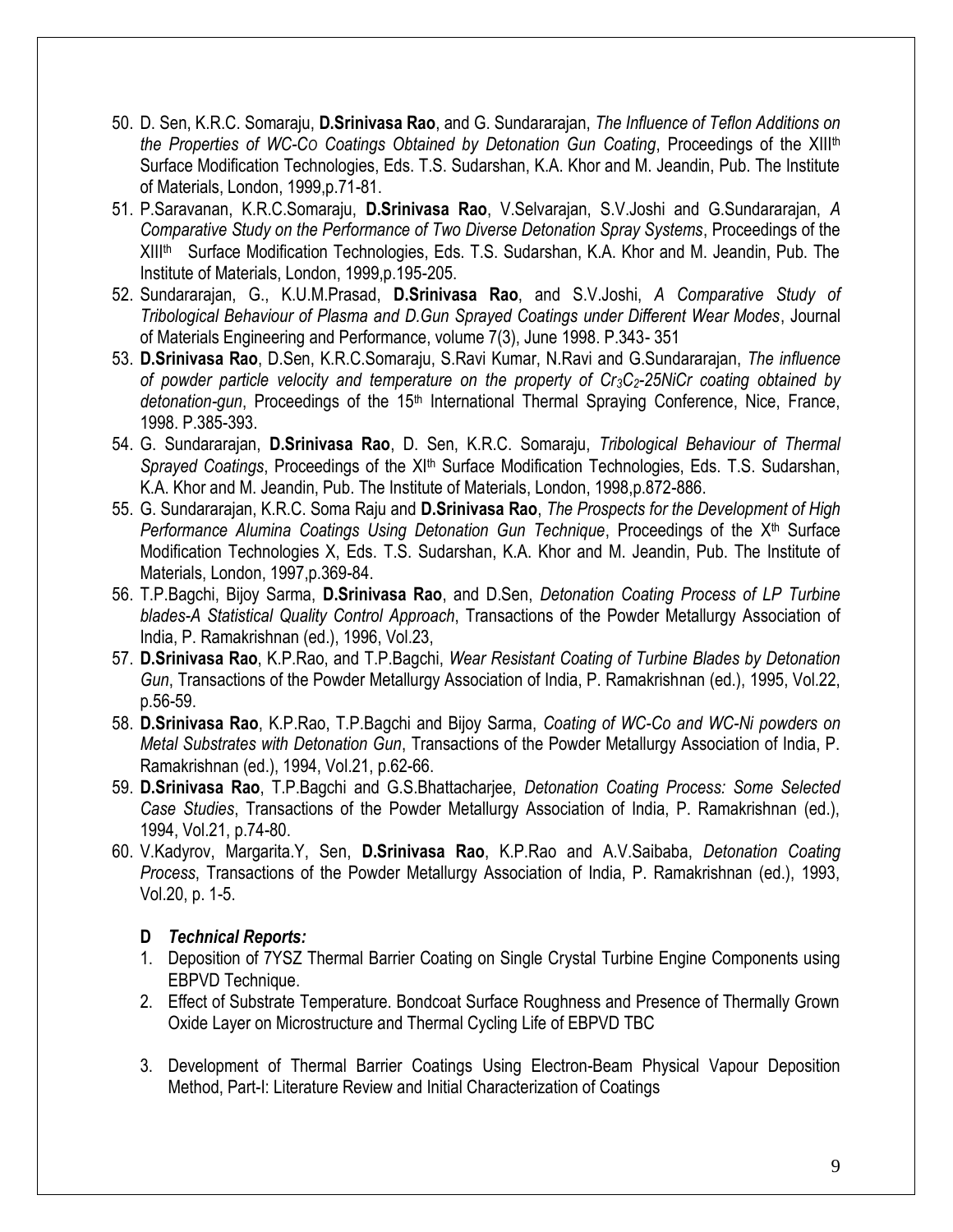50. D. Sen, K.R.C. Somaraju, **D.Srinivasa Rao**, and G. Sundararajan, *The Influence of Teflon Additions on the Properties of WC-Co Coatings Obtained by Detonation Gun Coating*, Proceedings of the XIII[th] Surface Modification Technologies, Eds. T.S. Sudarshan, K.A. Khor and M. Jeandin, Pub. The Institute of Materials, London, 1999,p.71-81.
51. P.Saravanan, K.R.C.Somaraju, **D.Srinivasa Rao**, V.Selvarajan, S.V.Joshi and G.Sundararajan, *A Comparative Study on the Performance of Two Diverse Detonation Spray Systems*, Proceedings of the XIII[th] Surface Modification Technologies, Eds. T.S. Sudarshan, K.A. Khor and M. Jeandin, Pub. The Institute of Materials, London, 1999,p.195-205.
52. Sundararajan, G., K.U.M.Prasad, **D.Srinivasa Rao**, and S.V.Joshi, *A Comparative Study of Tribological Behaviour of Plasma and D.Gun Sprayed Coatings under Different Wear Modes*, Journal of Materials Engineering and Performance, volume 7(3), June 1998. P.343- 351
53. **D.Srinivasa Rao**, D.Sen, K.R.C.Somaraju, S.Ravi Kumar, N.Ravi and G.Sundararajan, *The influence of powder particle velocity and temperature on the property of $Cr_3C_2$-25NiCr coating obtained by detonation-gun*, Proceedings of the 15[th] International Thermal Spraying Conference, Nice, France, 1998. P.385-393.
54. G. Sundararajan, **D.Srinivasa Rao**, D. Sen, K.R.C. Somaraju, *Tribological Behaviour of Thermal Sprayed Coatings*, Proceedings of the XI[th] Surface Modification Technologies, Eds. T.S. Sudarshan, K.A. Khor and M. Jeandin, Pub. The Institute of Materials, London, 1998,p.872-886.
55. G. Sundararajan, K.R.C. Soma Raju and **D.Srinivasa Rao**, *The Prospects for the Development of High Performance Alumina Coatings Using Detonation Gun Technique*, Proceedings of the X[th] Surface Modification Technologies X, Eds. T.S. Sudarshan, K.A. Khor and M. Jeandin, Pub. The Institute of Materials, London, 1997,p.369-84.
56. T.P.Bagchi, Bijoy Sarma, **D.Srinivasa Rao**, and D.Sen, *Detonation Coating Process of LP Turbine blades-A Statistical Quality Control Approach*, Transactions of the Powder Metallurgy Association of India, P. Ramakrishnan (ed.), 1996, Vol.23,
57. **D.Srinivasa Rao**, K.P.Rao, and T.P.Bagchi, *Wear Resistant Coating of Turbine Blades by Detonation Gun*, Transactions of the Powder Metallurgy Association of India, P. Ramakrishnan (ed.), 1995, Vol.22, p.56-59.
58. **D.Srinivasa Rao**, K.P.Rao, T.P.Bagchi and Bijoy Sarma, *Coating of WC-Co and WC-Ni powders on Metal Substrates with Detonation Gun*, Transactions of the Powder Metallurgy Association of India, P. Ramakrishnan (ed.), 1994, Vol.21, p.62-66.
59. **D.Srinivasa Rao**, T.P.Bagchi and G.S.Bhattacharjee, *Detonation Coating Process: Some Selected Case Studies*, Transactions of the Powder Metallurgy Association of India, P. Ramakrishnan (ed.), 1994, Vol.21, p.74-80.
60. V.Kadyrov, Margarita.Y, Sen, **D.Srinivasa Rao**, K.P.Rao and A.V.Saibaba, *Detonation Coating Process*, Transactions of the Powder Metallurgy Association of India, P. Ramakrishnan (ed.), 1993, Vol.20, p. 1-5.

**D *Technical Reports:***

1. Deposition of 7YSZ Thermal Barrier Coating on Single Crystal Turbine Engine Components using EBPVD Technique.
2. Effect of Substrate Temperature. Bondcoat Surface Roughness and Presence of Thermally Grown Oxide Layer on Microstructure and Thermal Cycling Life of EBPVD TBC
3. Development of Thermal Barrier Coatings Using Electron-Beam Physical Vapour Deposition Method, Part-I: Literature Review and Initial Characterization of Coatings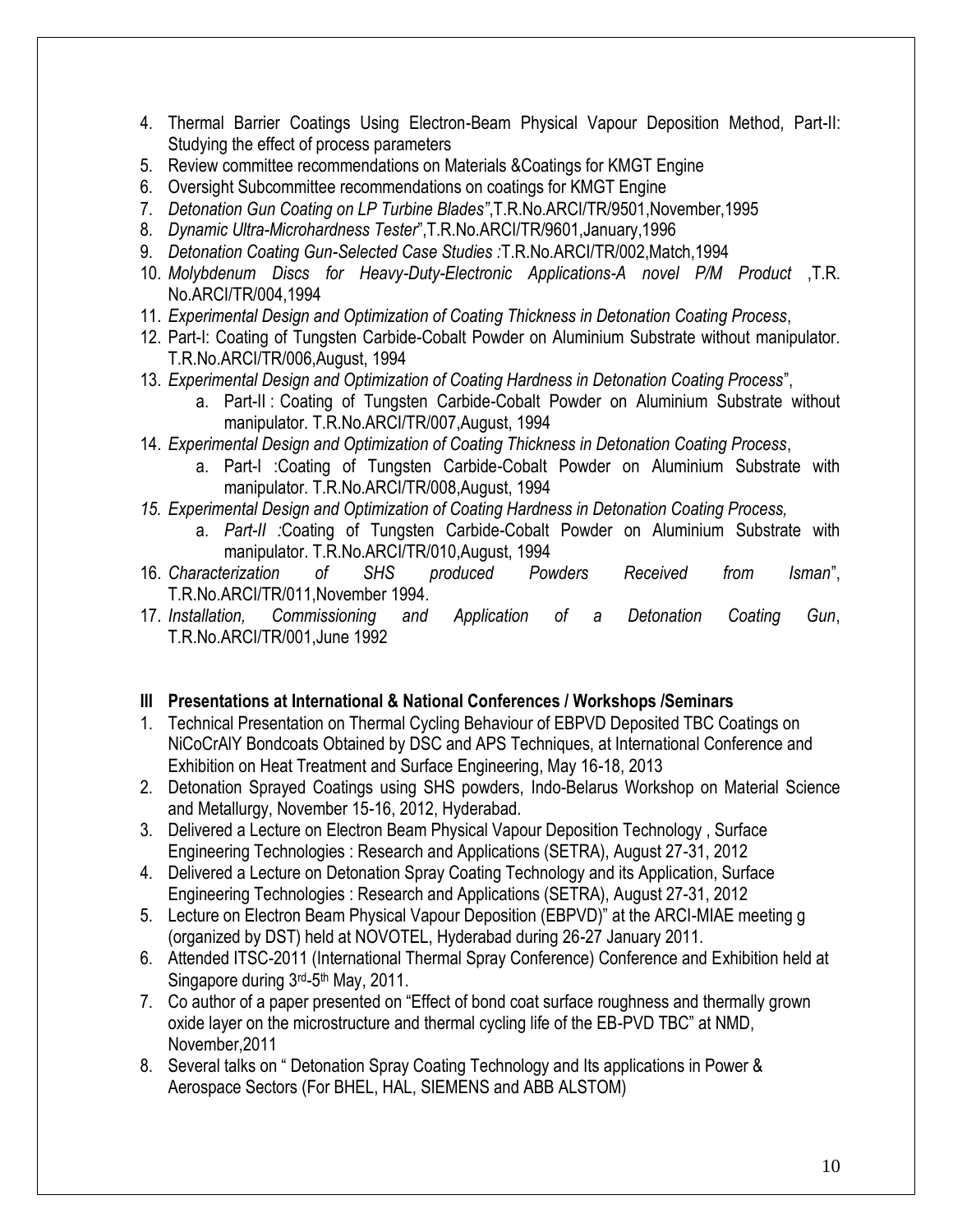4. Thermal Barrier Coatings Using Electron-Beam Physical Vapour Deposition Method, Part-II: Studying the effect of process parameters
5. Review committee recommendations on Materials &Coatings for KMGT Engine
6. Oversight Subcommittee recommendations on coatings for KMGT Engine
7. *Detonation Gun Coating on LP Turbine Blades"*,T.R.No.ARCI/TR/9501,November,1995
8. *Dynamic Ultra-Microhardness Tester*",T.R.No.ARCI/TR/9601,January,1996
9. *Detonation Coating Gun-Selected Case Studies :*T.R.No.ARCI/TR/002,Match,1994
10. *Molybdenum Discs for Heavy-Duty-Electronic Applications-A novel P/M Product* ,T.R. No.ARCI/TR/004,1994
11. *Experimental Design and Optimization of Coating Thickness in Detonation Coating Process*,
12. Part-I: Coating of Tungsten Carbide-Cobalt Powder on Aluminium Substrate without manipulator. T.R.No.ARCI/TR/006,August, 1994
13. *Experimental Design and Optimization of Coating Hardness in Detonation Coating Process*",
    a. Part-II : Coating of Tungsten Carbide-Cobalt Powder on Aluminium Substrate without manipulator. T.R.No.ARCI/TR/007,August, 1994
14. *Experimental Design and Optimization of Coating Thickness in Detonation Coating Process*,
    a. Part-I :Coating of Tungsten Carbide-Cobalt Powder on Aluminium Substrate with manipulator. T.R.No.ARCI/TR/008,August, 1994
15. *Experimental Design and Optimization of Coating Hardness in Detonation Coating Process,*
    a. *Part-II :*Coating of Tungsten Carbide-Cobalt Powder on Aluminium Substrate with manipulator. T.R.No.ARCI/TR/010,August, 1994
16. *Characterization of SHS produced Powders Received from Isman*", T.R.No.ARCI/TR/011,November 1994.
17. *Installation, Commissioning and Application of a Detonation Coating Gun*, T.R.No.ARCI/TR/001,June 1992

## III Presentations at International & National Conferences / Workshops /Seminars

1. Technical Presentation on Thermal Cycling Behaviour of EBPVD Deposited TBC Coatings on NiCoCrAlY Bondcoats Obtained by DSC and APS Techniques, at International Conference and Exhibition on Heat Treatment and Surface Engineering, May 16-18, 2013
2. Detonation Sprayed Coatings using SHS powders, Indo-Belarus Workshop on Material Science and Metallurgy, November 15-16, 2012, Hyderabad.
3. Delivered a Lecture on Electron Beam Physical Vapour Deposition Technology , Surface Engineering Technologies : Research and Applications (SETRA), August 27-31, 2012
4. Delivered a Lecture on Detonation Spray Coating Technology and its Application, Surface Engineering Technologies : Research and Applications (SETRA), August 27-31, 2012
5. Lecture on Electron Beam Physical Vapour Deposition (EBPVD)" at the ARCI-MIAE meeting g (organized by DST) held at NOVOTEL, Hyderabad during 26-27 January 2011.
6. Attended ITSC-2011 (International Thermal Spray Conference) Conference and Exhibition held at Singapore during 3rd-5th May, 2011.
7. Co author of a paper presented on "Effect of bond coat surface roughness and thermally grown oxide layer on the microstructure and thermal cycling life of the EB-PVD TBC" at NMD, November,2011
8. Several talks on " Detonation Spray Coating Technology and Its applications in Power & Aerospace Sectors (For BHEL, HAL, SIEMENS and ABB ALSTOM)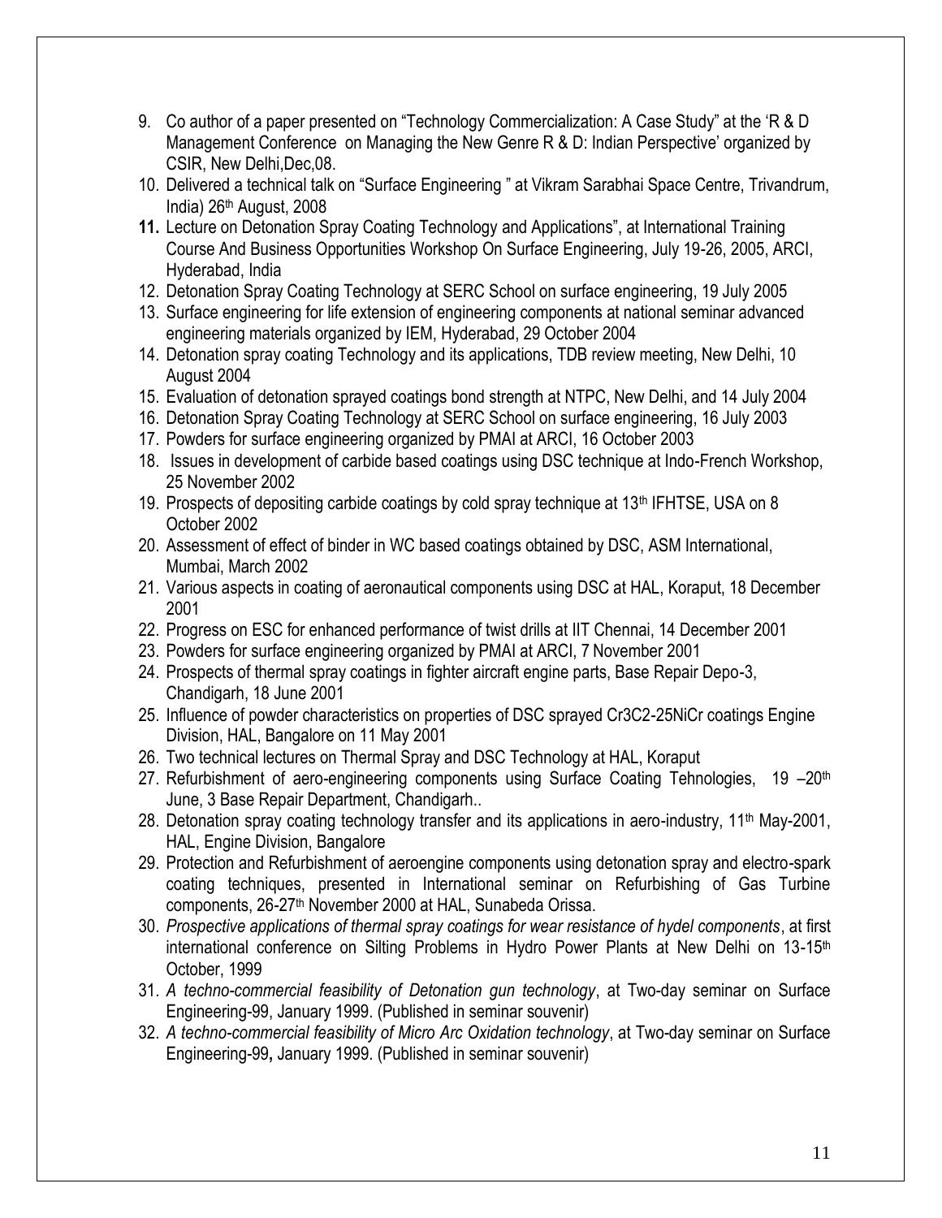9. Co author of a paper presented on "Technology Commercialization: A Case Study" at the 'R & D Management Conference on Managing the New Genre R & D: Indian Perspective' organized by CSIR, New Delhi,Dec,08.
10. Delivered a technical talk on "Surface Engineering " at Vikram Sarabhai Space Centre, Trivandrum, India) 26th August, 2008
11. Lecture on Detonation Spray Coating Technology and Applications", at International Training Course And Business Opportunities Workshop On Surface Engineering, July 19-26, 2005, ARCI, Hyderabad, India
12. Detonation Spray Coating Technology at SERC School on surface engineering, 19 July 2005
13. Surface engineering for life extension of engineering components at national seminar advanced engineering materials organized by IEM, Hyderabad, 29 October 2004
14. Detonation spray coating Technology and its applications, TDB review meeting, New Delhi, 10 August 2004
15. Evaluation of detonation sprayed coatings bond strength at NTPC, New Delhi, and 14 July 2004
16. Detonation Spray Coating Technology at SERC School on surface engineering, 16 July 2003
17. Powders for surface engineering organized by PMAI at ARCI, 16 October 2003
18. Issues in development of carbide based coatings using DSC technique at Indo-French Workshop, 25 November 2002
19. Prospects of depositing carbide coatings by cold spray technique at 13th IFHTSE, USA on 8 October 2002
20. Assessment of effect of binder in WC based coatings obtained by DSC, ASM International, Mumbai, March 2002
21. Various aspects in coating of aeronautical components using DSC at HAL, Koraput, 18 December 2001
22. Progress on ESC for enhanced performance of twist drills at IIT Chennai, 14 December 2001
23. Powders for surface engineering organized by PMAI at ARCI, 7 November 2001
24. Prospects of thermal spray coatings in fighter aircraft engine parts, Base Repair Depo-3, Chandigarh, 18 June 2001
25. Influence of powder characteristics on properties of DSC sprayed $Cr_3C_2$-25NiCr coatings Engine Division, HAL, Bangalore on 11 May 2001
26. Two technical lectures on Thermal Spray and DSC Technology at HAL, Koraput
27. Refurbishment of aero-engineering components using Surface Coating Tehnologies, 19 –20th June, 3 Base Repair Department, Chandigarh..
28. Detonation spray coating technology transfer and its applications in aero-industry, 11th May-2001, HAL, Engine Division, Bangalore
29. Protection and Refurbishment of aeroengine components using detonation spray and electro-spark coating techniques, presented in International seminar on Refurbishing of Gas Turbine components, 26-27th November 2000 at HAL, Sunabeda Orissa.
30. *Prospective applications of thermal spray coatings for wear resistance of hydel components*, at first international conference on Silting Problems in Hydro Power Plants at New Delhi on 13-15th October, 1999
31. *A techno-commercial feasibility of Detonation gun technology*, at Two-day seminar on Surface Engineering-99, January 1999. (Published in seminar souvenir)
32. *A techno-commercial feasibility of Micro Arc Oxidation technology*, at Two-day seminar on Surface Engineering-99, January 1999. (Published in seminar souvenir)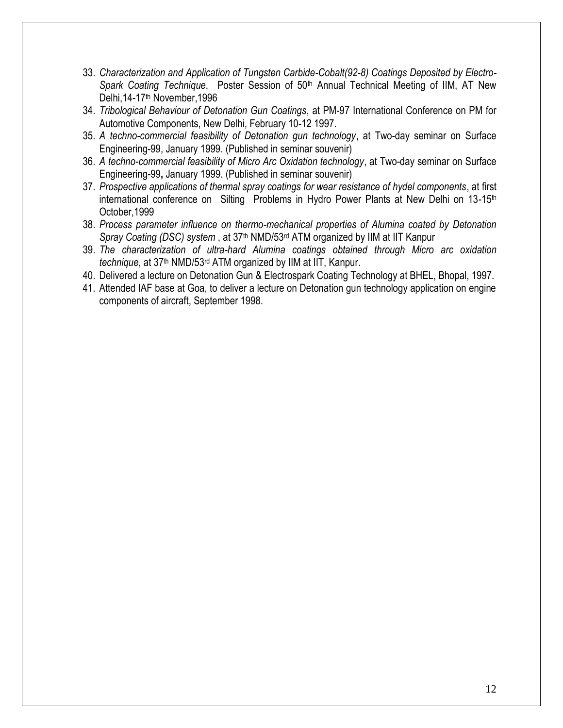33. *Characterization and Application of Tungsten Carbide-Cobalt(92-8) Coatings Deposited by Electro-Spark Coating Technique*, Poster Session of 50th Annual Technical Meeting of IIM, AT New Delhi,14-17th November,1996
34. *Tribological Behaviour of Detonation Gun Coatings*, at PM-97 International Conference on PM for Automotive Components, New Delhi, February 10-12 1997.
35. *A techno-commercial feasibility of Detonation gun technology*, at Two-day seminar on Surface Engineering-99, January 1999. (Published in seminar souvenir)
36. *A techno-commercial feasibility of Micro Arc Oxidation technology*, at Two-day seminar on Surface Engineering-99**,** January 1999. (Published in seminar souvenir)
37. *Prospective applications of thermal spray coatings for wear resistance of hydel components*, at first international conference on Silting Problems in Hydro Power Plants at New Delhi on 13-15th October,1999
38. *Process parameter influence on thermo-mechanical properties of Alumina coated by Detonation Spray Coating (DSC) system* , at 37th NMD/53rd ATM organized by IIM at IIT Kanpur
39. *The characterization of ultra-hard Alumina coatings obtained through Micro arc oxidation technique*, at 37th NMD/53rd ATM organized by IIM at IIT, Kanpur.
40. Delivered a lecture on Detonation Gun & Electrospark Coating Technology at BHEL, Bhopal, 1997.
41. Attended IAF base at Goa, to deliver a lecture on Detonation gun technology application on engine components of aircraft, September 1998.